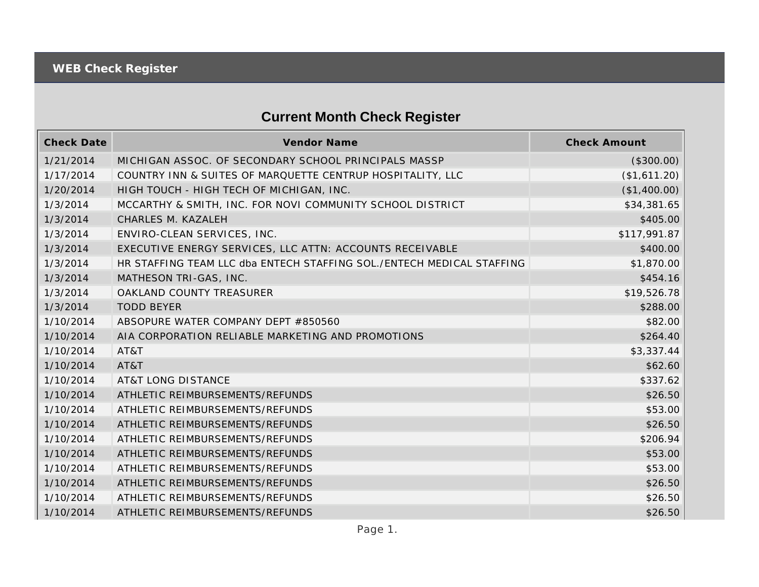## WEB Check Register

# Current Month Check Register

| Check Date | Vendor Name | Check Amount |
|---|---|---|
| 1/21/2014 | MICHIGAN ASSOC. OF SECONDARY SCHOOL PRINCIPALS MASSP | ($300.00) |
| 1/17/2014 | COUNTRY INN & SUITES OF MARQUETTE CENTRUP HOSPITALITY, LLC | ($1,611.20) |
| 1/20/2014 | HIGH TOUCH - HIGH TECH OF MICHIGAN, INC. | ($1,400.00) |
| 1/3/2014 | MCCARTHY & SMITH, INC. FOR NOVI COMMUNITY SCHOOL DISTRICT | $34,381.65 |
| 1/3/2014 | CHARLES M. KAZALEH | $405.00 |
| 1/3/2014 | ENVIRO-CLEAN SERVICES, INC. | $117,991.87 |
| 1/3/2014 | EXECUTIVE ENERGY SERVICES, LLC ATTN: ACCOUNTS RECEIVABLE | $400.00 |
| 1/3/2014 | HR STAFFING TEAM LLC dba ENTECH STAFFING SOL./ENTECH MEDICAL STAFFING | $1,870.00 |
| 1/3/2014 | MATHESON TRI-GAS, INC. | $454.16 |
| 1/3/2014 | OAKLAND COUNTY TREASURER | $19,526.78 |
| 1/3/2014 | TODD BEYER | $288.00 |
| 1/10/2014 | ABSOPURE WATER COMPANY DEPT #850560 | $82.00 |
| 1/10/2014 | AIA CORPORATION RELIABLE MARKETING AND PROMOTIONS | $264.40 |
| 1/10/2014 | AT&T | $3,337.44 |
| 1/10/2014 | AT&T | $62.60 |
| 1/10/2014 | AT&T LONG DISTANCE | $337.62 |
| 1/10/2014 | ATHLETIC REIMBURSEMENTS/REFUNDS | $26.50 |
| 1/10/2014 | ATHLETIC REIMBURSEMENTS/REFUNDS | $53.00 |
| 1/10/2014 | ATHLETIC REIMBURSEMENTS/REFUNDS | $26.50 |
| 1/10/2014 | ATHLETIC REIMBURSEMENTS/REFUNDS | $206.94 |
| 1/10/2014 | ATHLETIC REIMBURSEMENTS/REFUNDS | $53.00 |
| 1/10/2014 | ATHLETIC REIMBURSEMENTS/REFUNDS | $53.00 |
| 1/10/2014 | ATHLETIC REIMBURSEMENTS/REFUNDS | $26.50 |
| 1/10/2014 | ATHLETIC REIMBURSEMENTS/REFUNDS | $26.50 |
| 1/10/2014 | ATHLETIC REIMBURSEMENTS/REFUNDS | $26.50 |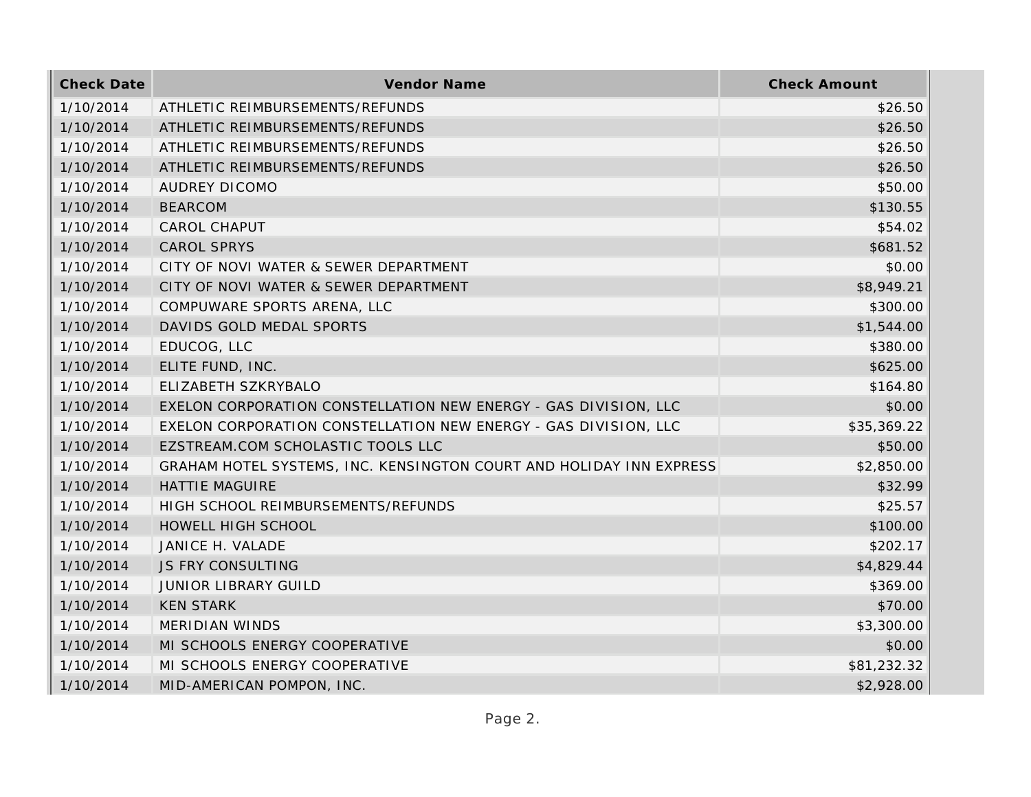| Check Date | Vendor Name | Check Amount |
|---|---|---|
| 1/10/2014 | ATHLETIC REIMBURSEMENTS/REFUNDS | $26.50 |
| 1/10/2014 | ATHLETIC REIMBURSEMENTS/REFUNDS | $26.50 |
| 1/10/2014 | ATHLETIC REIMBURSEMENTS/REFUNDS | $26.50 |
| 1/10/2014 | ATHLETIC REIMBURSEMENTS/REFUNDS | $26.50 |
| 1/10/2014 | AUDREY DICOMO | $50.00 |
| 1/10/2014 | BEARCOM | $130.55 |
| 1/10/2014 | CAROL CHAPUT | $54.02 |
| 1/10/2014 | CAROL SPRYS | $681.52 |
| 1/10/2014 | CITY OF NOVI WATER & SEWER DEPARTMENT | $0.00 |
| 1/10/2014 | CITY OF NOVI WATER & SEWER DEPARTMENT | $8,949.21 |
| 1/10/2014 | COMPUWARE SPORTS ARENA, LLC | $300.00 |
| 1/10/2014 | DAVIDS GOLD MEDAL SPORTS | $1,544.00 |
| 1/10/2014 | EDUCOG, LLC | $380.00 |
| 1/10/2014 | ELITE FUND, INC. | $625.00 |
| 1/10/2014 | ELIZABETH SZKRYBALO | $164.80 |
| 1/10/2014 | EXELON CORPORATION CONSTELLATION NEW ENERGY - GAS DIVISION, LLC | $0.00 |
| 1/10/2014 | EXELON CORPORATION CONSTELLATION NEW ENERGY - GAS DIVISION, LLC | $35,369.22 |
| 1/10/2014 | EZSTREAM.COM SCHOLASTIC TOOLS LLC | $50.00 |
| 1/10/2014 | GRAHAM HOTEL SYSTEMS, INC. KENSINGTON COURT AND HOLIDAY INN EXPRESS | $2,850.00 |
| 1/10/2014 | HATTIE MAGUIRE | $32.99 |
| 1/10/2014 | HIGH SCHOOL REIMBURSEMENTS/REFUNDS | $25.57 |
| 1/10/2014 | HOWELL HIGH SCHOOL | $100.00 |
| 1/10/2014 | JANICE H. VALADE | $202.17 |
| 1/10/2014 | JS FRY CONSULTING | $4,829.44 |
| 1/10/2014 | JUNIOR LIBRARY GUILD | $369.00 |
| 1/10/2014 | KEN STARK | $70.00 |
| 1/10/2014 | MERIDIAN WINDS | $3,300.00 |
| 1/10/2014 | MI SCHOOLS ENERGY COOPERATIVE | $0.00 |
| 1/10/2014 | MI SCHOOLS ENERGY COOPERATIVE | $81,232.32 |
| 1/10/2014 | MID-AMERICAN POMPON, INC. | $2,928.00 |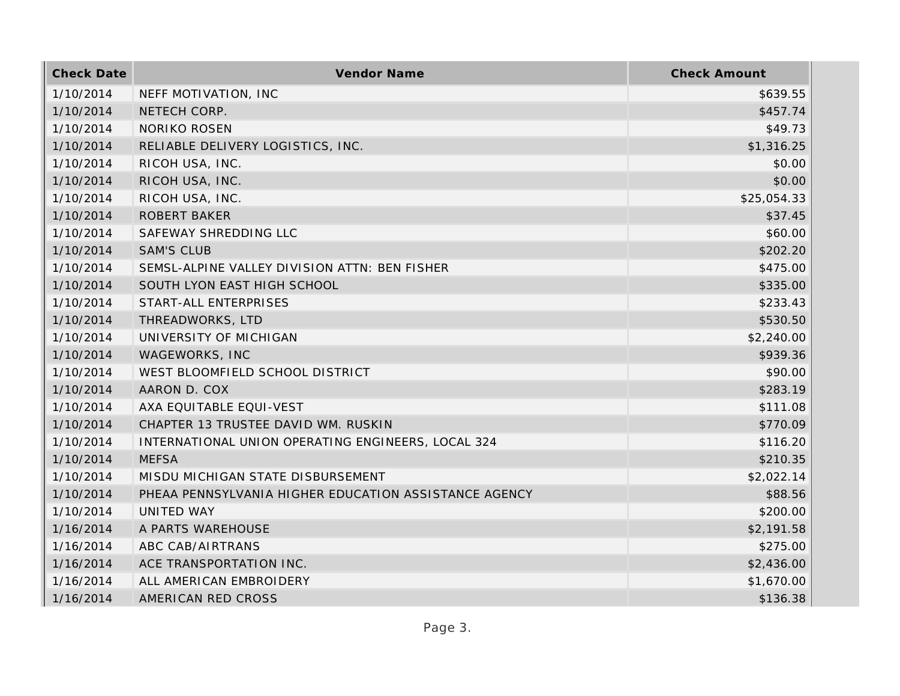| Check Date | Vendor Name | Check Amount |
| --- | --- | --- |
| 1/10/2014 | NEFF MOTIVATION, INC | $639.55 |
| 1/10/2014 | NETECH CORP. | $457.74 |
| 1/10/2014 | NORIKO ROSEN | $49.73 |
| 1/10/2014 | RELIABLE DELIVERY LOGISTICS, INC. | $1,316.25 |
| 1/10/2014 | RICOH USA, INC. | $0.00 |
| 1/10/2014 | RICOH USA, INC. | $0.00 |
| 1/10/2014 | RICOH USA, INC. | $25,054.33 |
| 1/10/2014 | ROBERT BAKER | $37.45 |
| 1/10/2014 | SAFEWAY SHREDDING LLC | $60.00 |
| 1/10/2014 | SAM'S CLUB | $202.20 |
| 1/10/2014 | SEMSL-ALPINE VALLEY DIVISION ATTN: BEN FISHER | $475.00 |
| 1/10/2014 | SOUTH LYON EAST HIGH SCHOOL | $335.00 |
| 1/10/2014 | START-ALL ENTERPRISES | $233.43 |
| 1/10/2014 | THREADWORKS, LTD | $530.50 |
| 1/10/2014 | UNIVERSITY OF MICHIGAN | $2,240.00 |
| 1/10/2014 | WAGEWORKS, INC | $939.36 |
| 1/10/2014 | WEST BLOOMFIELD SCHOOL DISTRICT | $90.00 |
| 1/10/2014 | AARON D. COX | $283.19 |
| 1/10/2014 | AXA EQUITABLE EQUI-VEST | $111.08 |
| 1/10/2014 | CHAPTER 13 TRUSTEE DAVID WM. RUSKIN | $770.09 |
| 1/10/2014 | INTERNATIONAL UNION OPERATING ENGINEERS, LOCAL 324 | $116.20 |
| 1/10/2014 | MEFSA | $210.35 |
| 1/10/2014 | MISDU MICHIGAN STATE DISBURSEMENT | $2,022.14 |
| 1/10/2014 | PHEAA PENNSYLVANIA HIGHER EDUCATION ASSISTANCE AGENCY | $88.56 |
| 1/10/2014 | UNITED WAY | $200.00 |
| 1/16/2014 | A PARTS WAREHOUSE | $2,191.58 |
| 1/16/2014 | ABC CAB/AIRTRANS | $275.00 |
| 1/16/2014 | ACE TRANSPORTATION INC. | $2,436.00 |
| 1/16/2014 | ALL AMERICAN EMBROIDERY | $1,670.00 |
| 1/16/2014 | AMERICAN RED CROSS | $136.38 |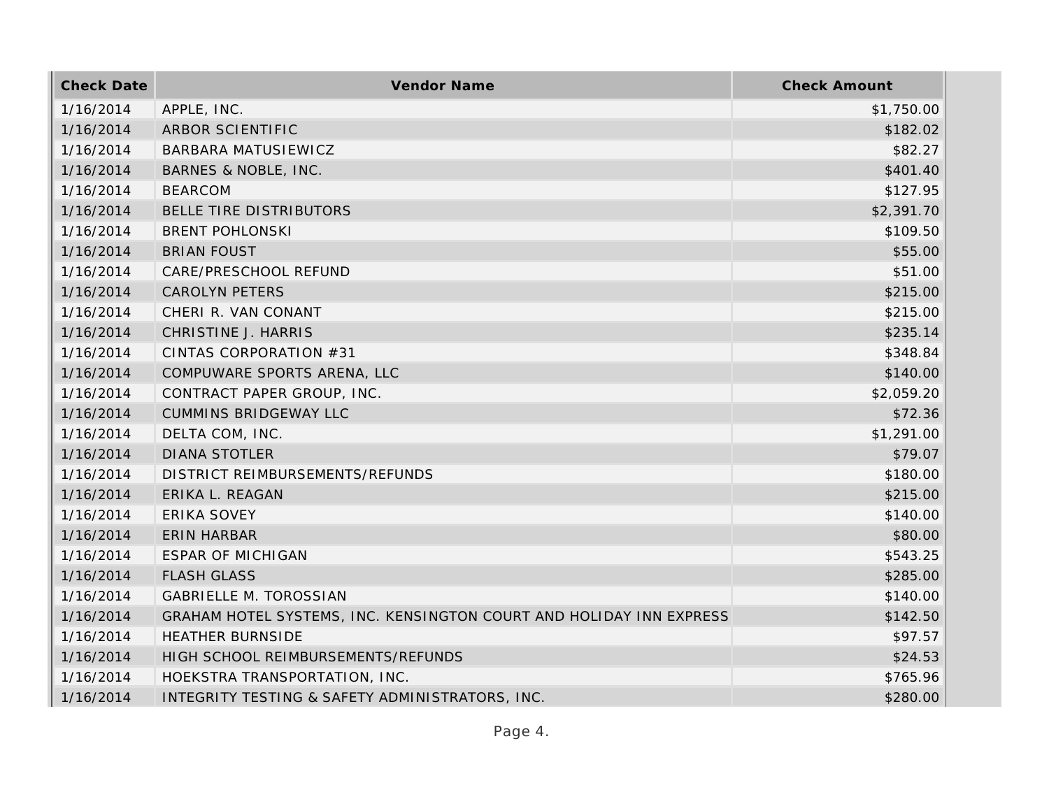| Check Date | Vendor Name | Check Amount |
|---|---|---|
| 1/16/2014 | APPLE, INC. | $1,750.00 |
| 1/16/2014 | ARBOR SCIENTIFIC | $182.02 |
| 1/16/2014 | BARBARA MATUSIEWICZ | $82.27 |
| 1/16/2014 | BARNES & NOBLE, INC. | $401.40 |
| 1/16/2014 | BEARCOM | $127.95 |
| 1/16/2014 | BELLE TIRE DISTRIBUTORS | $2,391.70 |
| 1/16/2014 | BRENT POHLONSKI | $109.50 |
| 1/16/2014 | BRIAN FOUST | $55.00 |
| 1/16/2014 | CARE/PRESCHOOL REFUND | $51.00 |
| 1/16/2014 | CAROLYN PETERS | $215.00 |
| 1/16/2014 | CHERI R. VAN CONANT | $215.00 |
| 1/16/2014 | CHRISTINE J. HARRIS | $235.14 |
| 1/16/2014 | CINTAS CORPORATION #31 | $348.84 |
| 1/16/2014 | COMPUWARE SPORTS ARENA, LLC | $140.00 |
| 1/16/2014 | CONTRACT PAPER GROUP, INC. | $2,059.20 |
| 1/16/2014 | CUMMINS BRIDGEWAY LLC | $72.36 |
| 1/16/2014 | DELTA COM, INC. | $1,291.00 |
| 1/16/2014 | DIANA STOTLER | $79.07 |
| 1/16/2014 | DISTRICT REIMBURSEMENTS/REFUNDS | $180.00 |
| 1/16/2014 | ERIKA L. REAGAN | $215.00 |
| 1/16/2014 | ERIKA SOVEY | $140.00 |
| 1/16/2014 | ERIN HARBAR | $80.00 |
| 1/16/2014 | ESPAR OF MICHIGAN | $543.25 |
| 1/16/2014 | FLASH GLASS | $285.00 |
| 1/16/2014 | GABRIELLE M. TOROSSIAN | $140.00 |
| 1/16/2014 | GRAHAM HOTEL SYSTEMS, INC. KENSINGTON COURT AND HOLIDAY INN EXPRESS | $142.50 |
| 1/16/2014 | HEATHER BURNSIDE | $97.57 |
| 1/16/2014 | HIGH SCHOOL REIMBURSEMENTS/REFUNDS | $24.53 |
| 1/16/2014 | HOEKSTRA TRANSPORTATION, INC. | $765.96 |
| 1/16/2014 | INTEGRITY TESTING & SAFETY ADMINISTRATORS, INC. | $280.00 |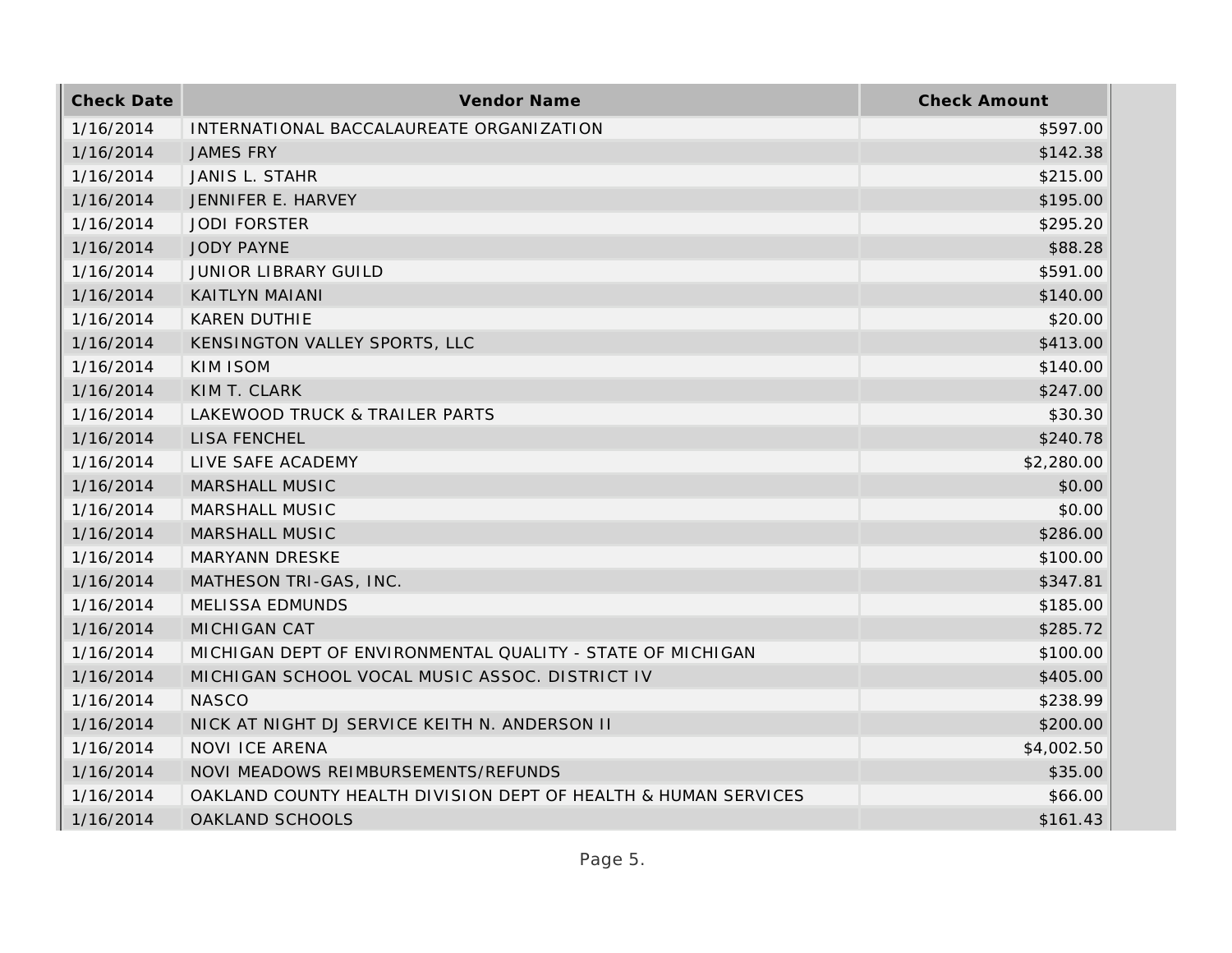| Check Date | Vendor Name | Check Amount |
|---|---|---|
| 1/16/2014 | INTERNATIONAL BACCALAUREATE ORGANIZATION | $597.00 |
| 1/16/2014 | JAMES FRY | $142.38 |
| 1/16/2014 | JANIS L. STAHR | $215.00 |
| 1/16/2014 | JENNIFER E. HARVEY | $195.00 |
| 1/16/2014 | JODI FORSTER | $295.20 |
| 1/16/2014 | JODY PAYNE | $88.28 |
| 1/16/2014 | JUNIOR LIBRARY GUILD | $591.00 |
| 1/16/2014 | KAITLYN MAIANI | $140.00 |
| 1/16/2014 | KAREN DUTHIE | $20.00 |
| 1/16/2014 | KENSINGTON VALLEY SPORTS, LLC | $413.00 |
| 1/16/2014 | KIM ISOM | $140.00 |
| 1/16/2014 | KIM T. CLARK | $247.00 |
| 1/16/2014 | LAKEWOOD TRUCK & TRAILER PARTS | $30.30 |
| 1/16/2014 | LISA FENCHEL | $240.78 |
| 1/16/2014 | LIVE SAFE ACADEMY | $2,280.00 |
| 1/16/2014 | MARSHALL MUSIC | $0.00 |
| 1/16/2014 | MARSHALL MUSIC | $0.00 |
| 1/16/2014 | MARSHALL MUSIC | $286.00 |
| 1/16/2014 | MARYANN DRESKE | $100.00 |
| 1/16/2014 | MATHESON TRI-GAS, INC. | $347.81 |
| 1/16/2014 | MELISSA EDMUNDS | $185.00 |
| 1/16/2014 | MICHIGAN CAT | $285.72 |
| 1/16/2014 | MICHIGAN DEPT OF ENVIRONMENTAL QUALITY - STATE OF MICHIGAN | $100.00 |
| 1/16/2014 | MICHIGAN SCHOOL VOCAL MUSIC ASSOC. DISTRICT IV | $405.00 |
| 1/16/2014 | NASCO | $238.99 |
| 1/16/2014 | NICK AT NIGHT DJ SERVICE KEITH N. ANDERSON II | $200.00 |
| 1/16/2014 | NOVI ICE ARENA | $4,002.50 |
| 1/16/2014 | NOVI MEADOWS REIMBURSEMENTS/REFUNDS | $35.00 |
| 1/16/2014 | OAKLAND COUNTY HEALTH DIVISION DEPT OF HEALTH & HUMAN SERVICES | $66.00 |
| 1/16/2014 | OAKLAND SCHOOLS | $161.43 |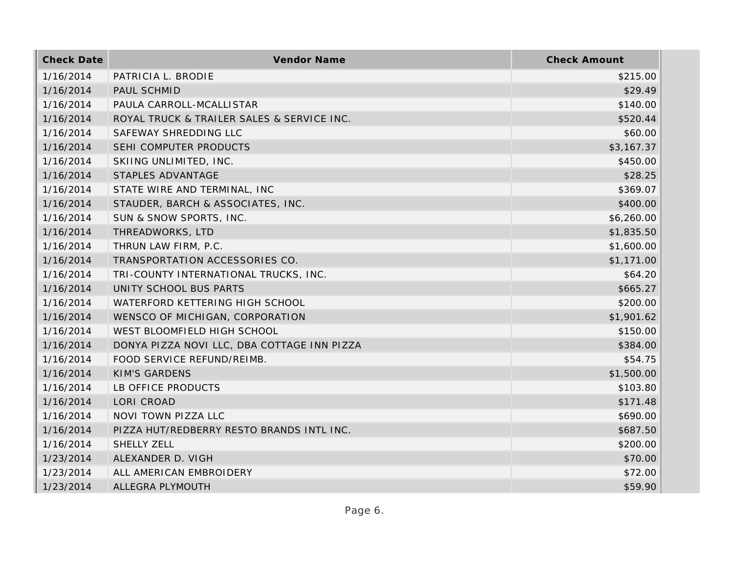| Check Date | Vendor Name | Check Amount |
|---|---|---|
| 1/16/2014 | PATRICIA L. BRODIE | $215.00 |
| 1/16/2014 | PAUL SCHMID | $29.49 |
| 1/16/2014 | PAULA CARROLL-MCALLISTAR | $140.00 |
| 1/16/2014 | ROYAL TRUCK & TRAILER SALES & SERVICE INC. | $520.44 |
| 1/16/2014 | SAFEWAY SHREDDING LLC | $60.00 |
| 1/16/2014 | SEHI COMPUTER PRODUCTS | $3,167.37 |
| 1/16/2014 | SKIING UNLIMITED, INC. | $450.00 |
| 1/16/2014 | STAPLES ADVANTAGE | $28.25 |
| 1/16/2014 | STATE WIRE AND TERMINAL, INC | $369.07 |
| 1/16/2014 | STAUDER, BARCH & ASSOCIATES, INC. | $400.00 |
| 1/16/2014 | SUN & SNOW SPORTS, INC. | $6,260.00 |
| 1/16/2014 | THREADWORKS, LTD | $1,835.50 |
| 1/16/2014 | THRUN LAW FIRM, P.C. | $1,600.00 |
| 1/16/2014 | TRANSPORTATION ACCESSORIES CO. | $1,171.00 |
| 1/16/2014 | TRI-COUNTY INTERNATIONAL TRUCKS, INC. | $64.20 |
| 1/16/2014 | UNITY SCHOOL BUS PARTS | $665.27 |
| 1/16/2014 | WATERFORD KETTERING HIGH SCHOOL | $200.00 |
| 1/16/2014 | WENSCO OF MICHIGAN, CORPORATION | $1,901.62 |
| 1/16/2014 | WEST BLOOMFIELD HIGH SCHOOL | $150.00 |
| 1/16/2014 | DONYA PIZZA NOVI LLC, DBA COTTAGE INN PIZZA | $384.00 |
| 1/16/2014 | FOOD SERVICE REFUND/REIMB. | $54.75 |
| 1/16/2014 | KIM'S GARDENS | $1,500.00 |
| 1/16/2014 | LB OFFICE PRODUCTS | $103.80 |
| 1/16/2014 | LORI CROAD | $171.48 |
| 1/16/2014 | NOVI TOWN PIZZA LLC | $690.00 |
| 1/16/2014 | PIZZA HUT/REDBERRY RESTO BRANDS INTL INC. | $687.50 |
| 1/16/2014 | SHELLY ZELL | $200.00 |
| 1/23/2014 | ALEXANDER D. VIGH | $70.00 |
| 1/23/2014 | ALL AMERICAN EMBROIDERY | $72.00 |
| 1/23/2014 | ALLEGRA PLYMOUTH | $59.90 |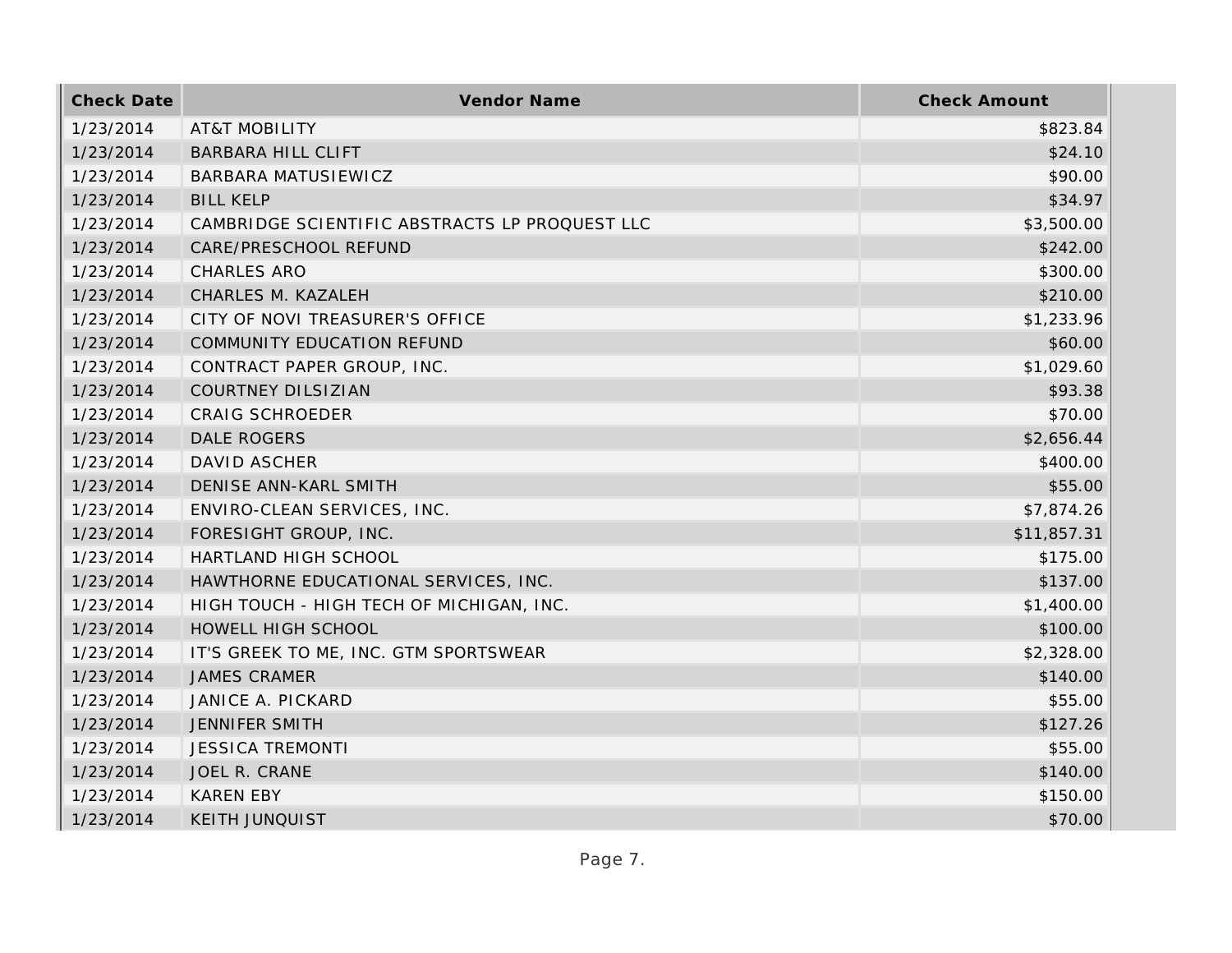| Check Date | Vendor Name | Check Amount |
|---|---|---|
| 1/23/2014 | AT&T MOBILITY | $823.84 |
| 1/23/2014 | BARBARA HILL CLIFT | $24.10 |
| 1/23/2014 | BARBARA MATUSIEWICZ | $90.00 |
| 1/23/2014 | BILL KELP | $34.97 |
| 1/23/2014 | CAMBRIDGE SCIENTIFIC ABSTRACTS LP PROQUEST LLC | $3,500.00 |
| 1/23/2014 | CARE/PRESCHOOL REFUND | $242.00 |
| 1/23/2014 | CHARLES ARO | $300.00 |
| 1/23/2014 | CHARLES M. KAZALEH | $210.00 |
| 1/23/2014 | CITY OF NOVI TREASURER'S OFFICE | $1,233.96 |
| 1/23/2014 | COMMUNITY EDUCATION REFUND | $60.00 |
| 1/23/2014 | CONTRACT PAPER GROUP, INC. | $1,029.60 |
| 1/23/2014 | COURTNEY DILSIZIAN | $93.38 |
| 1/23/2014 | CRAIG SCHROEDER | $70.00 |
| 1/23/2014 | DALE ROGERS | $2,656.44 |
| 1/23/2014 | DAVID ASCHER | $400.00 |
| 1/23/2014 | DENISE ANN-KARL SMITH | $55.00 |
| 1/23/2014 | ENVIRO-CLEAN SERVICES, INC. | $7,874.26 |
| 1/23/2014 | FORESIGHT GROUP, INC. | $11,857.31 |
| 1/23/2014 | HARTLAND HIGH SCHOOL | $175.00 |
| 1/23/2014 | HAWTHORNE EDUCATIONAL SERVICES, INC. | $137.00 |
| 1/23/2014 | HIGH TOUCH - HIGH TECH OF MICHIGAN, INC. | $1,400.00 |
| 1/23/2014 | HOWELL HIGH SCHOOL | $100.00 |
| 1/23/2014 | IT'S GREEK TO ME, INC. GTM SPORTSWEAR | $2,328.00 |
| 1/23/2014 | JAMES CRAMER | $140.00 |
| 1/23/2014 | JANICE A. PICKARD | $55.00 |
| 1/23/2014 | JENNIFER SMITH | $127.26 |
| 1/23/2014 | JESSICA TREMONTI | $55.00 |
| 1/23/2014 | JOEL R. CRANE | $140.00 |
| 1/23/2014 | KAREN EBY | $150.00 |
| 1/23/2014 | KEITH JUNQUIST | $70.00 |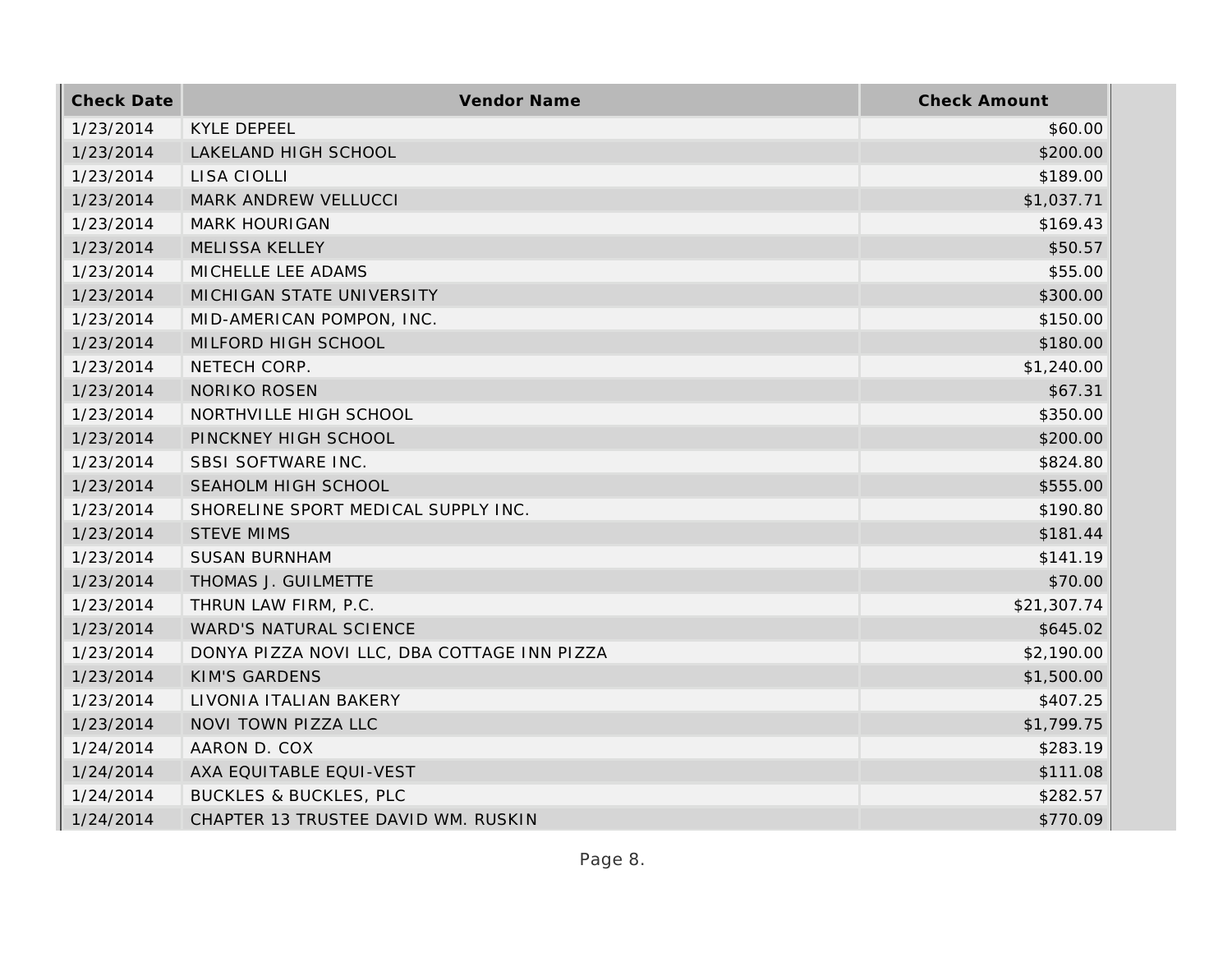| Check Date | Vendor Name | Check Amount |
|---|---|---|
| 1/23/2014 | KYLE DEPEEL | $60.00 |
| 1/23/2014 | LAKELAND HIGH SCHOOL | $200.00 |
| 1/23/2014 | LISA CIOLLI | $189.00 |
| 1/23/2014 | MARK ANDREW VELLUCCI | $1,037.71 |
| 1/23/2014 | MARK HOURIGAN | $169.43 |
| 1/23/2014 | MELISSA KELLEY | $50.57 |
| 1/23/2014 | MICHELLE LEE ADAMS | $55.00 |
| 1/23/2014 | MICHIGAN STATE UNIVERSITY | $300.00 |
| 1/23/2014 | MID-AMERICAN POMPON, INC. | $150.00 |
| 1/23/2014 | MILFORD HIGH SCHOOL | $180.00 |
| 1/23/2014 | NETECH CORP. | $1,240.00 |
| 1/23/2014 | NORIKO ROSEN | $67.31 |
| 1/23/2014 | NORTHVILLE HIGH SCHOOL | $350.00 |
| 1/23/2014 | PINCKNEY HIGH SCHOOL | $200.00 |
| 1/23/2014 | SBSI SOFTWARE INC. | $824.80 |
| 1/23/2014 | SEAHOLM HIGH SCHOOL | $555.00 |
| 1/23/2014 | SHORELINE SPORT MEDICAL SUPPLY INC. | $190.80 |
| 1/23/2014 | STEVE MIMS | $181.44 |
| 1/23/2014 | SUSAN BURNHAM | $141.19 |
| 1/23/2014 | THOMAS J. GUILMETTE | $70.00 |
| 1/23/2014 | THRUN LAW FIRM, P.C. | $21,307.74 |
| 1/23/2014 | WARD'S NATURAL SCIENCE | $645.02 |
| 1/23/2014 | DONYA PIZZA NOVI LLC, DBA COTTAGE INN PIZZA | $2,190.00 |
| 1/23/2014 | KIM'S GARDENS | $1,500.00 |
| 1/23/2014 | LIVONIA ITALIAN BAKERY | $407.25 |
| 1/23/2014 | NOVI TOWN PIZZA LLC | $1,799.75 |
| 1/24/2014 | AARON D. COX | $283.19 |
| 1/24/2014 | AXA EQUITABLE EQUI-VEST | $111.08 |
| 1/24/2014 | BUCKLES & BUCKLES, PLC | $282.57 |
| 1/24/2014 | CHAPTER 13 TRUSTEE DAVID WM. RUSKIN | $770.09 |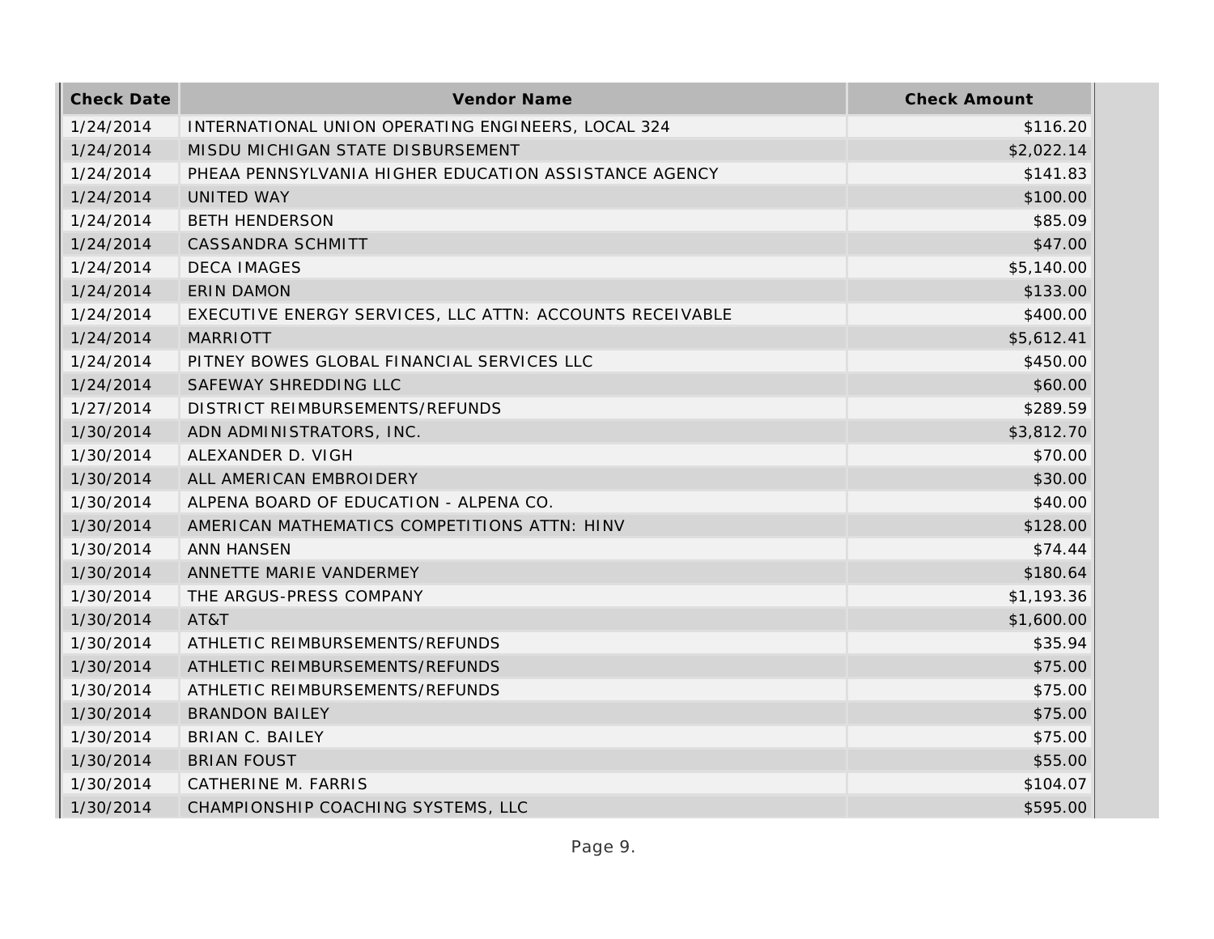| Check Date | Vendor Name | Check Amount |
|---|---|---|
| 1/24/2014 | INTERNATIONAL UNION OPERATING ENGINEERS, LOCAL 324 | $116.20 |
| 1/24/2014 | MISDU MICHIGAN STATE DISBURSEMENT | $2,022.14 |
| 1/24/2014 | PHEAA PENNSYLVANIA HIGHER EDUCATION ASSISTANCE AGENCY | $141.83 |
| 1/24/2014 | UNITED WAY | $100.00 |
| 1/24/2014 | BETH HENDERSON | $85.09 |
| 1/24/2014 | CASSANDRA SCHMITT | $47.00 |
| 1/24/2014 | DECA IMAGES | $5,140.00 |
| 1/24/2014 | ERIN DAMON | $133.00 |
| 1/24/2014 | EXECUTIVE ENERGY SERVICES, LLC ATTN: ACCOUNTS RECEIVABLE | $400.00 |
| 1/24/2014 | MARRIOTT | $5,612.41 |
| 1/24/2014 | PITNEY BOWES GLOBAL FINANCIAL SERVICES LLC | $450.00 |
| 1/24/2014 | SAFEWAY SHREDDING LLC | $60.00 |
| 1/27/2014 | DISTRICT REIMBURSEMENTS/REFUNDS | $289.59 |
| 1/30/2014 | ADN ADMINISTRATORS, INC. | $3,812.70 |
| 1/30/2014 | ALEXANDER D. VIGH | $70.00 |
| 1/30/2014 | ALL AMERICAN EMBROIDERY | $30.00 |
| 1/30/2014 | ALPENA BOARD OF EDUCATION - ALPENA CO. | $40.00 |
| 1/30/2014 | AMERICAN MATHEMATICS COMPETITIONS ATTN: HINV | $128.00 |
| 1/30/2014 | ANN HANSEN | $74.44 |
| 1/30/2014 | ANNETTE MARIE VANDERMEY | $180.64 |
| 1/30/2014 | THE ARGUS-PRESS COMPANY | $1,193.36 |
| 1/30/2014 | AT&T | $1,600.00 |
| 1/30/2014 | ATHLETIC REIMBURSEMENTS/REFUNDS | $35.94 |
| 1/30/2014 | ATHLETIC REIMBURSEMENTS/REFUNDS | $75.00 |
| 1/30/2014 | ATHLETIC REIMBURSEMENTS/REFUNDS | $75.00 |
| 1/30/2014 | BRANDON BAILEY | $75.00 |
| 1/30/2014 | BRIAN C. BAILEY | $75.00 |
| 1/30/2014 | BRIAN FOUST | $55.00 |
| 1/30/2014 | CATHERINE M. FARRIS | $104.07 |
| 1/30/2014 | CHAMPIONSHIP COACHING SYSTEMS, LLC | $595.00 |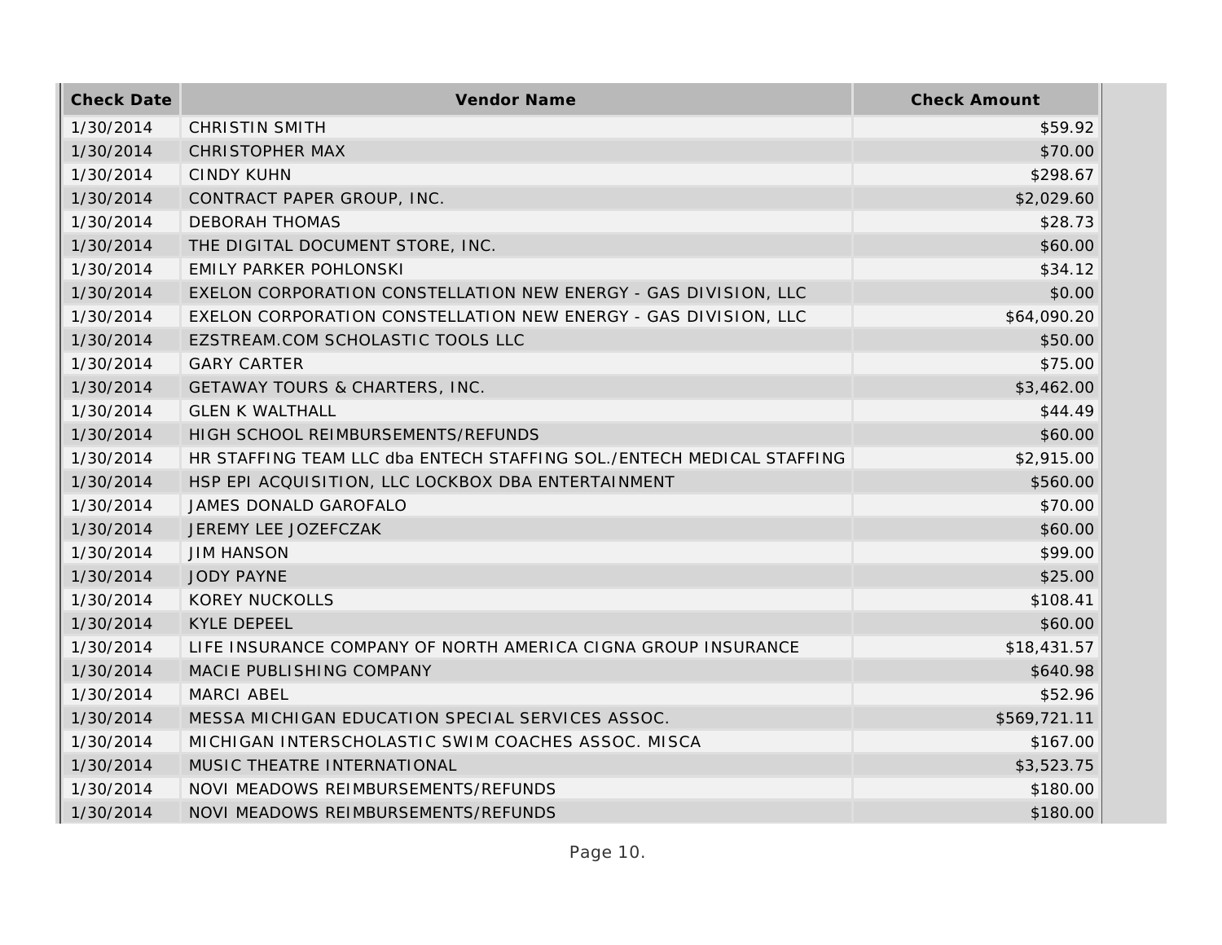| Check Date | Vendor Name | Check Amount |
| --- | --- | --- |
| 1/30/2014 | CHRISTIN SMITH | $59.92 |
| 1/30/2014 | CHRISTOPHER MAX | $70.00 |
| 1/30/2014 | CINDY KUHN | $298.67 |
| 1/30/2014 | CONTRACT PAPER GROUP, INC. | $2,029.60 |
| 1/30/2014 | DEBORAH THOMAS | $28.73 |
| 1/30/2014 | THE DIGITAL DOCUMENT STORE, INC. | $60.00 |
| 1/30/2014 | EMILY PARKER POHLONSKI | $34.12 |
| 1/30/2014 | EXELON CORPORATION CONSTELLATION NEW ENERGY - GAS DIVISION, LLC | $0.00 |
| 1/30/2014 | EXELON CORPORATION CONSTELLATION NEW ENERGY - GAS DIVISION, LLC | $64,090.20 |
| 1/30/2014 | EZSTREAM.COM SCHOLASTIC TOOLS LLC | $50.00 |
| 1/30/2014 | GARY CARTER | $75.00 |
| 1/30/2014 | GETAWAY TOURS & CHARTERS, INC. | $3,462.00 |
| 1/30/2014 | GLEN K WALTHALL | $44.49 |
| 1/30/2014 | HIGH SCHOOL REIMBURSEMENTS/REFUNDS | $60.00 |
| 1/30/2014 | HR STAFFING TEAM LLC dba ENTECH STAFFING SOL./ENTECH MEDICAL STAFFING | $2,915.00 |
| 1/30/2014 | HSP EPI ACQUISITION, LLC LOCKBOX DBA ENTERTAINMENT | $560.00 |
| 1/30/2014 | JAMES DONALD GAROFALO | $70.00 |
| 1/30/2014 | JEREMY LEE JOZEFCZAK | $60.00 |
| 1/30/2014 | JIM HANSON | $99.00 |
| 1/30/2014 | JODY PAYNE | $25.00 |
| 1/30/2014 | KOREY NUCKOLLS | $108.41 |
| 1/30/2014 | KYLE DEPEEL | $60.00 |
| 1/30/2014 | LIFE INSURANCE COMPANY OF NORTH AMERICA CIGNA GROUP INSURANCE | $18,431.57 |
| 1/30/2014 | MACIE PUBLISHING COMPANY | $640.98 |
| 1/30/2014 | MARCI ABEL | $52.96 |
| 1/30/2014 | MESSA MICHIGAN EDUCATION SPECIAL SERVICES ASSOC. | $569,721.11 |
| 1/30/2014 | MICHIGAN INTERSCHOLASTIC SWIM COACHES ASSOC. MISCA | $167.00 |
| 1/30/2014 | MUSIC THEATRE INTERNATIONAL | $3,523.75 |
| 1/30/2014 | NOVI MEADOWS REIMBURSEMENTS/REFUNDS | $180.00 |
| 1/30/2014 | NOVI MEADOWS REIMBURSEMENTS/REFUNDS | $180.00 |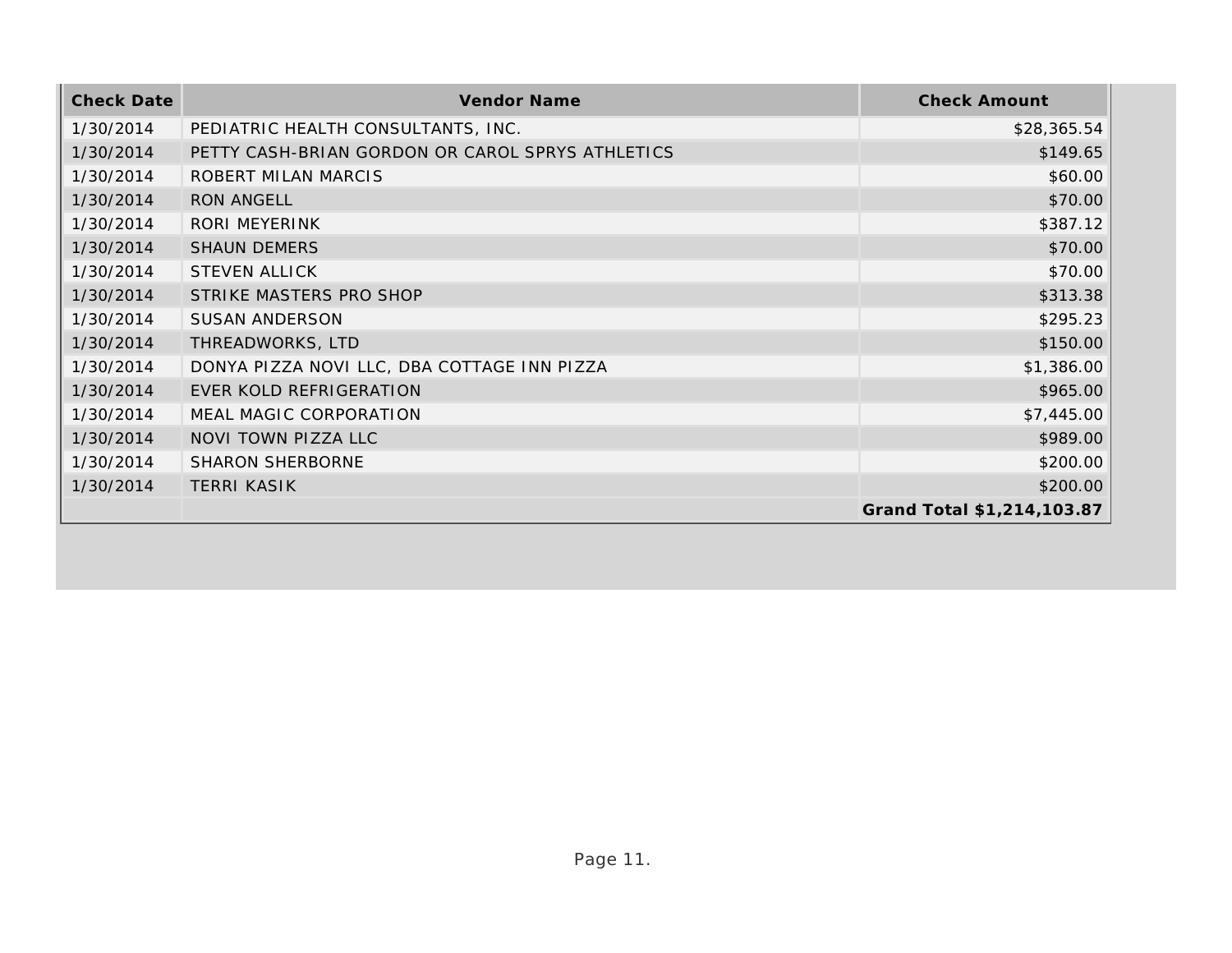| Check Date | Vendor Name | Check Amount |
| --- | --- | --- |
| 1/30/2014 | PEDIATRIC HEALTH CONSULTANTS, INC. | $28,365.54 |
| 1/30/2014 | PETTY CASH-BRIAN GORDON OR CAROL SPRYS ATHLETICS | $149.65 |
| 1/30/2014 | ROBERT MILAN MARCIS | $60.00 |
| 1/30/2014 | RON ANGELL | $70.00 |
| 1/30/2014 | RORI MEYERINK | $387.12 |
| 1/30/2014 | SHAUN DEMERS | $70.00 |
| 1/30/2014 | STEVEN ALLICK | $70.00 |
| 1/30/2014 | STRIKE MASTERS PRO SHOP | $313.38 |
| 1/30/2014 | SUSAN ANDERSON | $295.23 |
| 1/30/2014 | THREADWORKS, LTD | $150.00 |
| 1/30/2014 | DONYA PIZZA NOVI LLC, DBA COTTAGE INN PIZZA | $1,386.00 |
| 1/30/2014 | EVER KOLD REFRIGERATION | $965.00 |
| 1/30/2014 | MEAL MAGIC CORPORATION | $7,445.00 |
| 1/30/2014 | NOVI TOWN PIZZA LLC | $989.00 |
| 1/30/2014 | SHARON SHERBORNE | $200.00 |
| 1/30/2014 | TERRI KASIK | $200.00 |
| | | **Grand Total $1,214,103.87** |